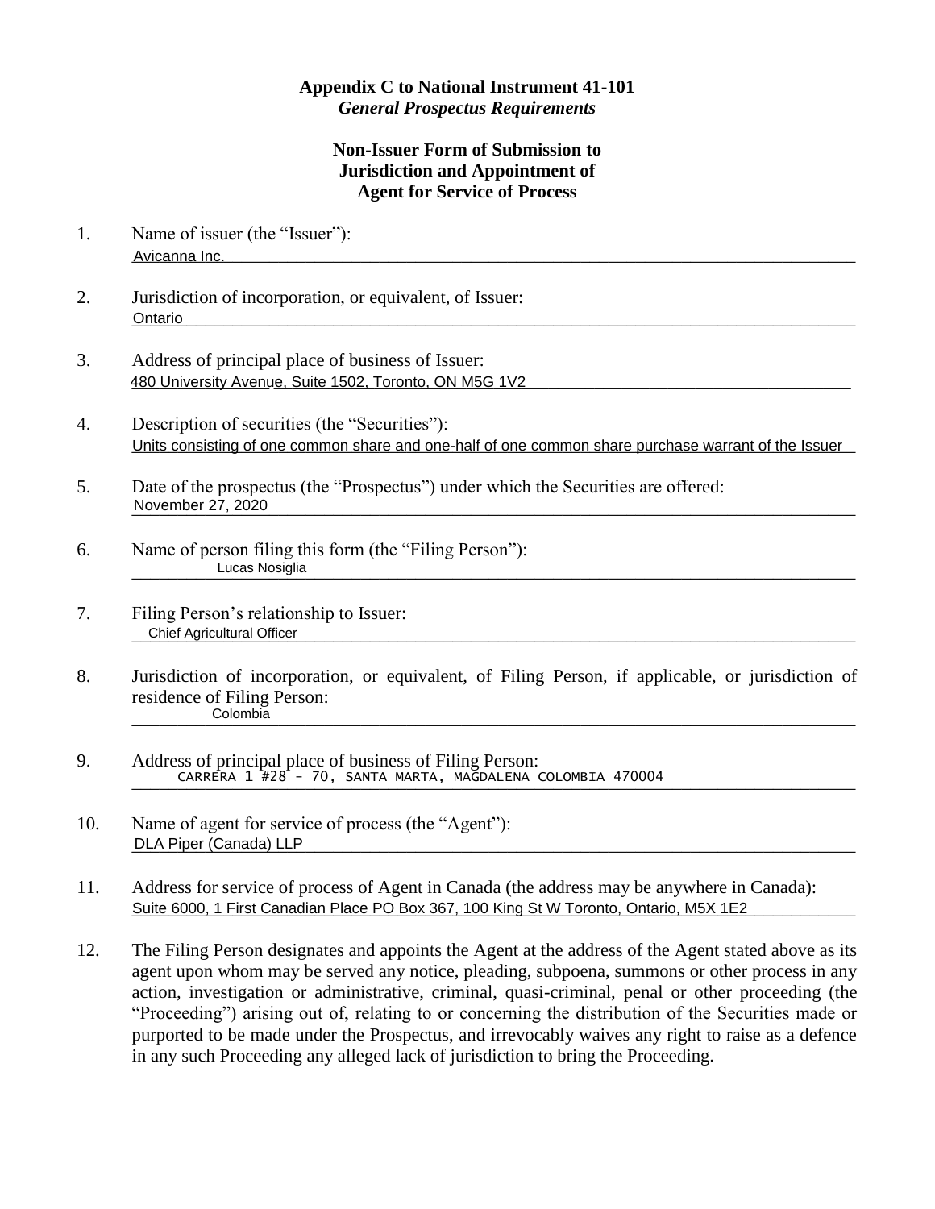**Appendix C to National Instrument 41-101**
***General Prospectus Requirements***

**Non-Issuer Form of Submission to Jurisdiction and Appointment of Agent for Service of Process**

1. Name of issuer (the "Issuer"):
   Avicanna Inc.

2. Jurisdiction of incorporation, or equivalent, of Issuer:
   Ontario

3. Address of principal place of business of Issuer:
   480 University Avenue, Suite 1502, Toronto, ON M5G 1V2

4. Description of securities (the "Securities"):
   Units consisting of one common share and one-half of one common share purchase warrant of the Issuer

5. Date of the prospectus (the "Prospectus") under which the Securities are offered:
   November 27, 2020

6. Name of person filing this form (the "Filing Person"):
   Lucas Nosiglia

7. Filing Person's relationship to Issuer:
   Chief Agricultural Officer

8. Jurisdiction of incorporation, or equivalent, of Filing Person, if applicable, or jurisdiction of residence of Filing Person:
   Colombia

9. Address of principal place of business of Filing Person:
   CARRERA 1 #28 - 70, SANTA MARTA, MAGDALENA COLOMBIA 470004

10. Name of agent for service of process (the "Agent"):
    DLA Piper (Canada) LLP

11. Address for service of process of Agent in Canada (the address may be anywhere in Canada):
    Suite 6000, 1 First Canadian Place PO Box 367, 100 King St W Toronto, Ontario, M5X 1E2

12. The Filing Person designates and appoints the Agent at the address of the Agent stated above as its agent upon whom may be served any notice, pleading, subpoena, summons or other process in any action, investigation or administrative, criminal, quasi-criminal, penal or other proceeding (the "Proceeding") arising out of, relating to or concerning the distribution of the Securities made or purported to be made under the Prospectus, and irrevocably waives any right to raise as a defence in any such Proceeding any alleged lack of jurisdiction to bring the Proceeding.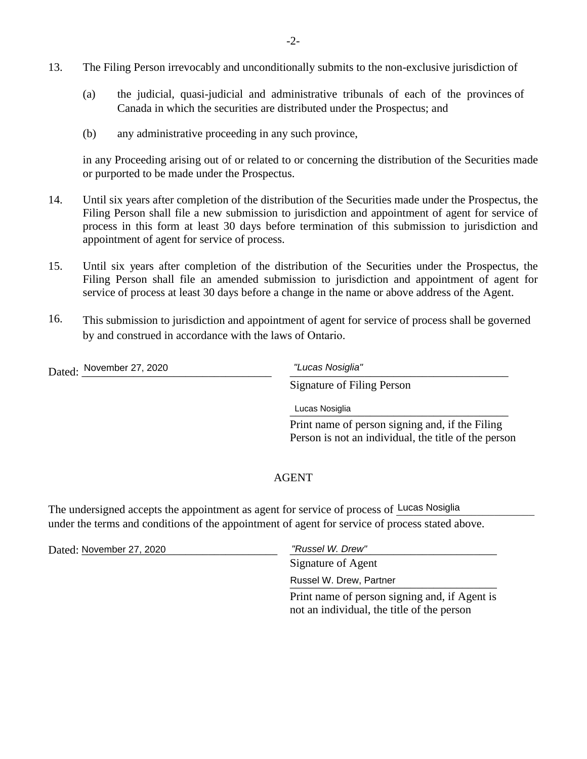13. The Filing Person irrevocably and unconditionally submits to the non-exclusive jurisdiction of

    (a) the judicial, quasi-judicial and administrative tribunals of each of the provinces of Canada in which the securities are distributed under the Prospectus; and

    (b) any administrative proceeding in any such province,

    in any Proceeding arising out of or related to or concerning the distribution of the Securities made or purported to be made under the Prospectus.

14. Until six years after completion of the distribution of the Securities made under the Prospectus, the Filing Person shall file a new submission to jurisdiction and appointment of agent for service of process in this form at least 30 days before termination of this submission to jurisdiction and appointment of agent for service of process.

15. Until six years after completion of the distribution of the Securities under the Prospectus, the Filing Person shall file an amended submission to jurisdiction and appointment of agent for service of process at least 30 days before a change in the name or above address of the Agent.

16. This submission to jurisdiction and appointment of agent for service of process shall be governed by and construed in accordance with the laws of Ontario.

Dated: November 27, 2020

*"Lucas Nosiglia"*
Signature of Filing Person

Lucas Nosiglia
Print name of person signing and, if the Filing Person is not an individual, the title of the person

AGENT

The undersigned accepts the appointment as agent for service of process of Lucas Nosiglia under the terms and conditions of the appointment of agent for service of process stated above.

Dated: November 27, 2020

*"Russel W. Drew"*
Signature of Agent

Russel W. Drew, Partner
Print name of person signing and, if Agent is not an individual, the title of the person